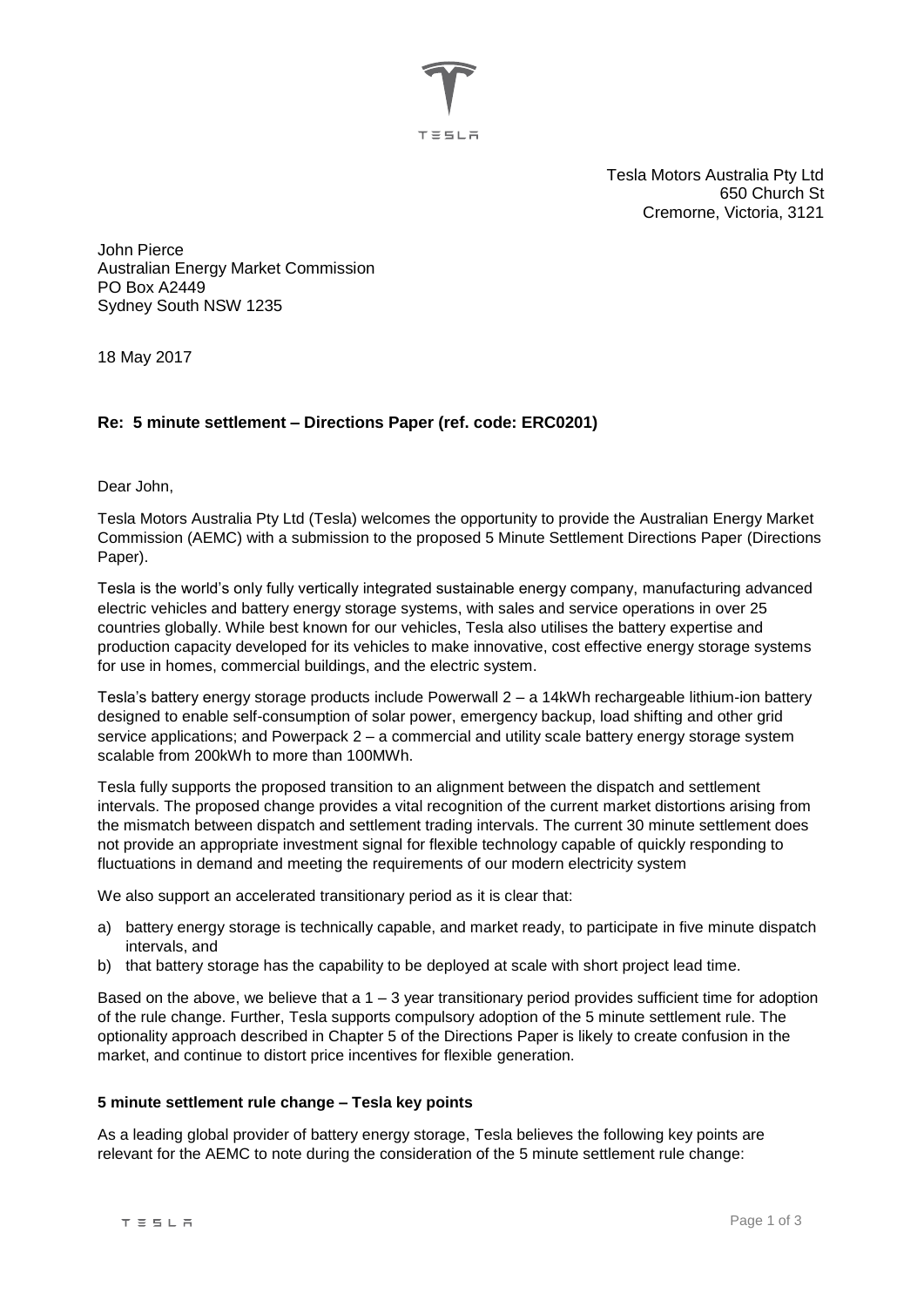Tesla Motors Australia Pty Ltd
650 Church St
Cremorne, Victoria, 3121

John Pierce
Australian Energy Market Commission
PO Box A2449
Sydney South NSW 1235

18 May 2017

**Re: 5 minute settlement – Directions Paper (ref. code: ERC0201)**

Dear John,

Tesla Motors Australia Pty Ltd (Tesla) welcomes the opportunity to provide the Australian Energy Market Commission (AEMC) with a submission to the proposed 5 Minute Settlement Directions Paper (Directions Paper).

Tesla is the world's only fully vertically integrated sustainable energy company, manufacturing advanced electric vehicles and battery energy storage systems, with sales and service operations in over 25 countries globally. While best known for our vehicles, Tesla also utilises the battery expertise and production capacity developed for its vehicles to make innovative, cost effective energy storage systems for use in homes, commercial buildings, and the electric system.

Tesla's battery energy storage products include Powerwall 2 – a 14kWh rechargeable lithium-ion battery designed to enable self-consumption of solar power, emergency backup, load shifting and other grid service applications; and Powerpack 2 – a commercial and utility scale battery energy storage system scalable from 200kWh to more than 100MWh.

Tesla fully supports the proposed transition to an alignment between the dispatch and settlement intervals. The proposed change provides a vital recognition of the current market distortions arising from the mismatch between dispatch and settlement trading intervals. The current 30 minute settlement does not provide an appropriate investment signal for flexible technology capable of quickly responding to fluctuations in demand and meeting the requirements of our modern electricity system

We also support an accelerated transitionary period as it is clear that:

a) battery energy storage is technically capable, and market ready, to participate in five minute dispatch intervals, and
b) that battery storage has the capability to be deployed at scale with short project lead time.

Based on the above, we believe that a 1 – 3 year transitionary period provides sufficient time for adoption of the rule change. Further, Tesla supports compulsory adoption of the 5 minute settlement rule. The optionality approach described in Chapter 5 of the Directions Paper is likely to create confusion in the market, and continue to distort price incentives for flexible generation.

**5 minute settlement rule change – Tesla key points**

As a leading global provider of battery energy storage, Tesla believes the following key points are relevant for the AEMC to note during the consideration of the 5 minute settlement rule change: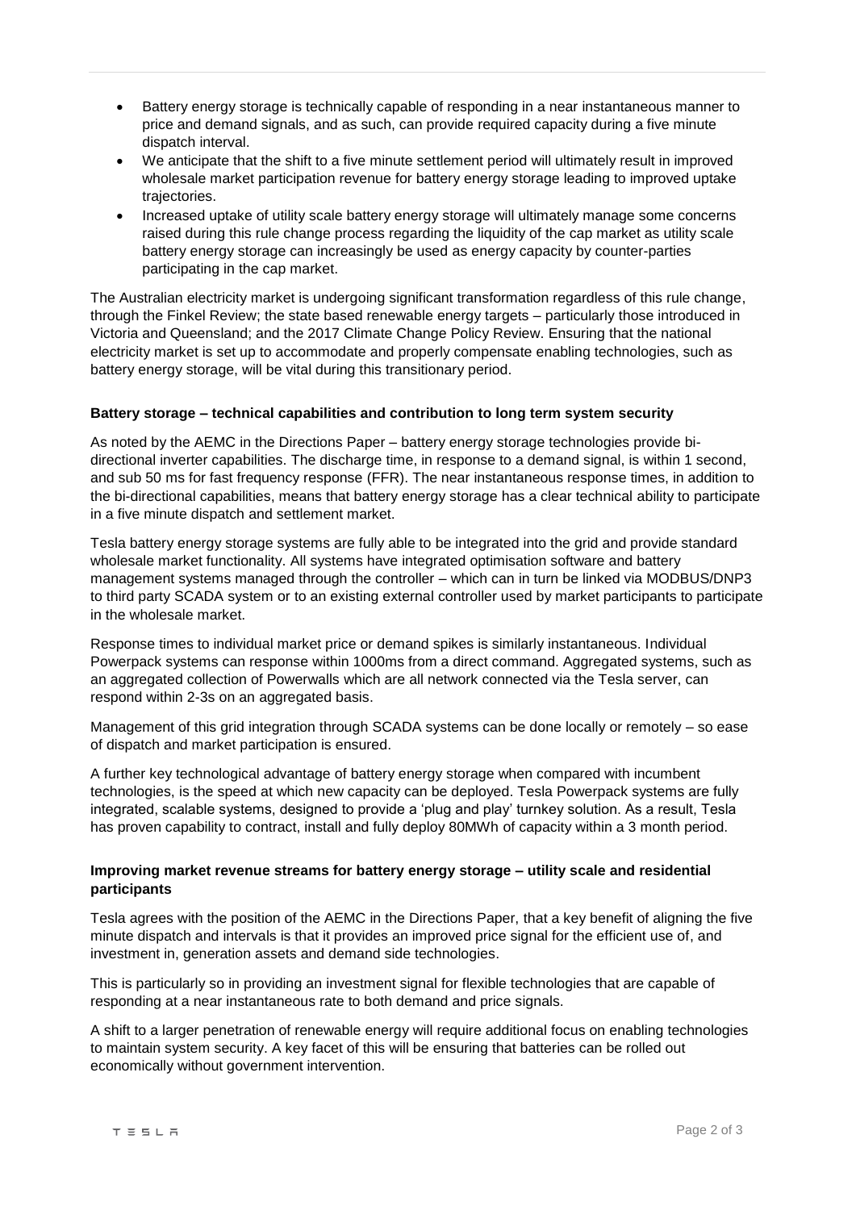- Battery energy storage is technically capable of responding in a near instantaneous manner to price and demand signals, and as such, can provide required capacity during a five minute dispatch interval.
- We anticipate that the shift to a five minute settlement period will ultimately result in improved wholesale market participation revenue for battery energy storage leading to improved uptake trajectories.
- Increased uptake of utility scale battery energy storage will ultimately manage some concerns raised during this rule change process regarding the liquidity of the cap market as utility scale battery energy storage can increasingly be used as energy capacity by counter-parties participating in the cap market.

The Australian electricity market is undergoing significant transformation regardless of this rule change, through the Finkel Review; the state based renewable energy targets – particularly those introduced in Victoria and Queensland; and the 2017 Climate Change Policy Review. Ensuring that the national electricity market is set up to accommodate and properly compensate enabling technologies, such as battery energy storage, will be vital during this transitionary period.

**Battery storage – technical capabilities and contribution to long term system security**

As noted by the AEMC in the Directions Paper – battery energy storage technologies provide bi-directional inverter capabilities. The discharge time, in response to a demand signal, is within 1 second, and sub 50 ms for fast frequency response (FFR). The near instantaneous response times, in addition to the bi-directional capabilities, means that battery energy storage has a clear technical ability to participate in a five minute dispatch and settlement market.

Tesla battery energy storage systems are fully able to be integrated into the grid and provide standard wholesale market functionality. All systems have integrated optimisation software and battery management systems managed through the controller – which can in turn be linked via MODBUS/DNP3 to third party SCADA system or to an existing external controller used by market participants to participate in the wholesale market.

Response times to individual market price or demand spikes is similarly instantaneous. Individual Powerpack systems can response within 1000ms from a direct command. Aggregated systems, such as an aggregated collection of Powerwalls which are all network connected via the Tesla server, can respond within 2-3s on an aggregated basis.

Management of this grid integration through SCADA systems can be done locally or remotely – so ease of dispatch and market participation is ensured.

A further key technological advantage of battery energy storage when compared with incumbent technologies, is the speed at which new capacity can be deployed. Tesla Powerpack systems are fully integrated, scalable systems, designed to provide a 'plug and play' turnkey solution. As a result, Tesla has proven capability to contract, install and fully deploy 80MWh of capacity within a 3 month period.

**Improving market revenue streams for battery energy storage – utility scale and residential participants**

Tesla agrees with the position of the AEMC in the Directions Paper, that a key benefit of aligning the five minute dispatch and intervals is that it provides an improved price signal for the efficient use of, and investment in, generation assets and demand side technologies.

This is particularly so in providing an investment signal for flexible technologies that are capable of responding at a near instantaneous rate to both demand and price signals.

A shift to a larger penetration of renewable energy will require additional focus on enabling technologies to maintain system security. A key facet of this will be ensuring that batteries can be rolled out economically without government intervention.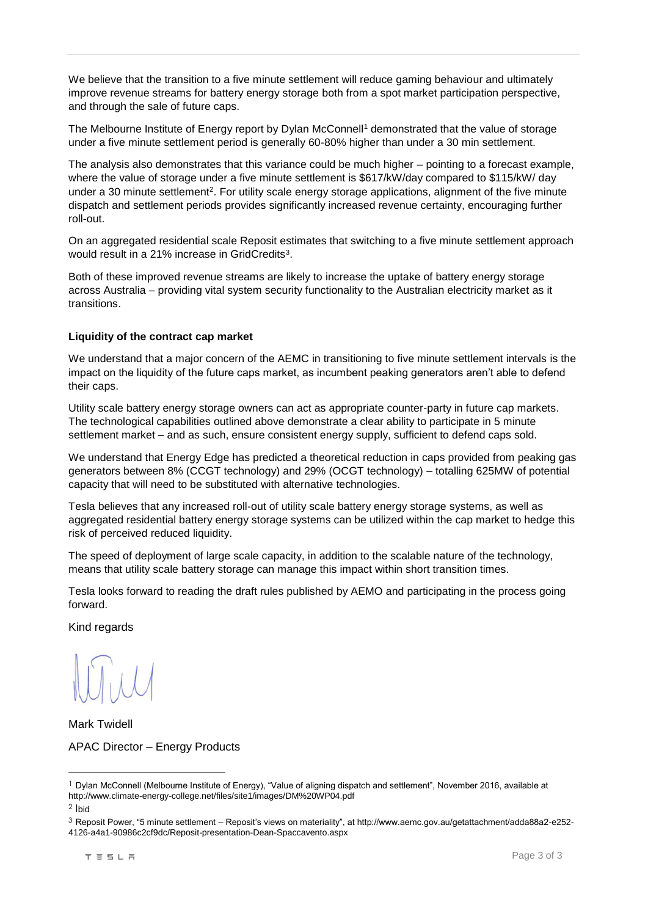We believe that the transition to a five minute settlement will reduce gaming behaviour and ultimately improve revenue streams for battery energy storage both from a spot market participation perspective, and through the sale of future caps.

The Melbourne Institute of Energy report by Dylan McConnell[1] demonstrated that the value of storage under a five minute settlement period is generally 60-80% higher than under a 30 min settlement.

The analysis also demonstrates that this variance could be much higher – pointing to a forecast example, where the value of storage under a five minute settlement is $617/kW/day compared to $115/kW/ day under a 30 minute settlement[2]. For utility scale energy storage applications, alignment of the five minute dispatch and settlement periods provides significantly increased revenue certainty, encouraging further roll-out.

On an aggregated residential scale Reposit estimates that switching to a five minute settlement approach would result in a 21% increase in GridCredits[3].

Both of these improved revenue streams are likely to increase the uptake of battery energy storage across Australia – providing vital system security functionality to the Australian electricity market as it transitions.

**Liquidity of the contract cap market**

We understand that a major concern of the AEMC in transitioning to five minute settlement intervals is the impact on the liquidity of the future caps market, as incumbent peaking generators aren't able to defend their caps.

Utility scale battery energy storage owners can act as appropriate counter-party in future cap markets. The technological capabilities outlined above demonstrate a clear ability to participate in 5 minute settlement market – and as such, ensure consistent energy supply, sufficient to defend caps sold.

We understand that Energy Edge has predicted a theoretical reduction in caps provided from peaking gas generators between 8% (CCGT technology) and 29% (OCGT technology) – totalling 625MW of potential capacity that will need to be substituted with alternative technologies.

Tesla believes that any increased roll-out of utility scale battery energy storage systems, as well as aggregated residential battery energy storage systems can be utilized within the cap market to hedge this risk of perceived reduced liquidity.

The speed of deployment of large scale capacity, in addition to the scalable nature of the technology, means that utility scale battery storage can manage this impact within short transition times.

Tesla looks forward to reading the draft rules published by AEMO and participating in the process going forward.

Kind regards

Mark Twidell

APAC Director – Energy Products

---

[1] Dylan McConnell (Melbourne Institute of Energy), "Value of aligning dispatch and settlement", November 2016, available at http://www.climate-energy-college.net/files/site1/images/DM%20WP04.pdf

[2] Ibid

[3] Reposit Power, "5 minute settlement – Reposit's views on materiality", at http://www.aemc.gov.au/getattachment/adda88a2-e252-4126-a4a1-90986c2cf9dc/Reposit-presentation-Dean-Spaccavento.aspx